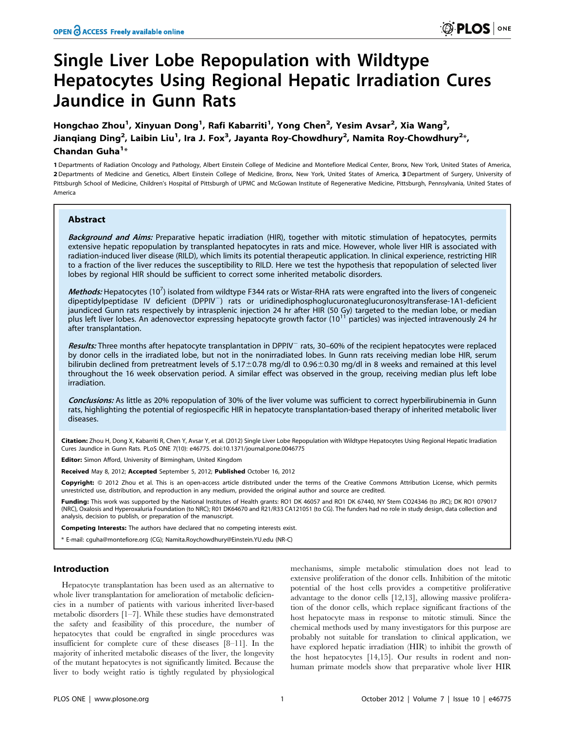# Single Liver Lobe Repopulation with Wildtype Hepatocytes Using Regional Hepatic Irradiation Cures Jaundice in Gunn Rats

**Hongchao Zhou[1], Xinyuan Dong[1], Rafi Kabarriti[1], Yong Chen[2], Yesim Avsar[2], Xia Wang[2], Jianqiang Ding[2], Laibin Liu[1], Ira J. Fox[3], Jayanta Roy-Chowdhury[2], Namita Roy-Chowdhury[2]*, Chandan Guha[1]***

1 Departments of Radiation Oncology and Pathology, Albert Einstein College of Medicine and Montefiore Medical Center, Bronx, New York, United States of America, 2 Departments of Medicine and Genetics, Albert Einstein College of Medicine, Bronx, New York, United States of America, 3 Department of Surgery, University of Pittsburgh School of Medicine, Children's Hospital of Pittsburgh of UPMC and McGowan Institute of Regenerative Medicine, Pittsburgh, Pennsylvania, United States of America

## Abstract

***Background and Aims:*** Preparative hepatic irradiation (HIR), together with mitotic stimulation of hepatocytes, permits extensive hepatic repopulation by transplanted hepatocytes in rats and mice. However, whole liver HIR is associated with radiation-induced liver disease (RILD), which limits its potential therapeutic application. In clinical experience, restricting HIR to a fraction of the liver reduces the susceptibility to RILD. Here we test the hypothesis that repopulation of selected liver lobes by regional HIR should be sufficient to correct some inherited metabolic disorders.

***Methods:*** Hepatocytes ($10^7$) isolated from wildtype F344 rats or Wistar-RHA rats were engrafted into the livers of congeneic dipeptidylpeptidase IV deficient (DPPIV$^-$) rats or uridinediphosphoglucuronateglucuronosyltransferase-1A1-deficient jaundiced Gunn rats respectively by intrasplenic injection 24 hr after HIR (50 Gy) targeted to the median lobe, or median plus left liver lobes. An adenovector expressing hepatocyte growth factor ($10^{11}$ particles) was injected intravenously 24 hr after transplantation.

***Results:*** Three months after hepatocyte transplantation in DPPIV$^-$ rats, 30–60% of the recipient hepatocytes were replaced by donor cells in the irradiated lobe, but not in the nonirradiated lobes. In Gunn rats receiving median lobe HIR, serum bilirubin declined from pretreatment levels of 5.17±0.78 mg/dl to 0.96±0.30 mg/dl in 8 weeks and remained at this level throughout the 16 week observation period. A similar effect was observed in the group, receiving median plus left lobe irradiation.

***Conclusions:*** As little as 20% repopulation of 30% of the liver volume was sufficient to correct hyperbilirubinemia in Gunn rats, highlighting the potential of regiospecific HIR in hepatocyte transplantation-based therapy of inherited metabolic liver diseases.

**Citation:** Zhou H, Dong X, Kabarriti R, Chen Y, Avsar Y, et al. (2012) Single Liver Lobe Repopulation with Wildtype Hepatocytes Using Regional Hepatic Irradiation Cures Jaundice in Gunn Rats. PLoS ONE 7(10): e46775. doi:10.1371/journal.pone.0046775

**Editor:** Simon Afford, University of Birmingham, United Kingdom

**Received** May 8, 2012; **Accepted** September 5, 2012; **Published** October 16, 2012

**Copyright:** © 2012 Zhou et al. This is an open-access article distributed under the terms of the Creative Commons Attribution License, which permits unrestricted use, distribution, and reproduction in any medium, provided the original author and source are credited.

**Funding:** This work was supported by the National Institutes of Health grants: RO1 DK 46057 and RO1 DK 67440, NY Stem CO24346 (to JRC); DK RO1 079017 (NRC), Oxalosis and Hyperoxaluria Foundation (to NRC); R01 DK64670 and R21/R33 CA121051 (to CG). The funders had no role in study design, data collection and analysis, decision to publish, or preparation of the manuscript.

**Competing Interests:** The authors have declared that no competing interests exist.

\* E-mail: cguha@montefiore.org (CG); Namita.Roychowdhury@Einstein.YU.edu (NR-C)

## Introduction

Hepatocyte transplantation has been used as an alternative to whole liver transplantation for amelioration of metabolic deficiencies in a number of patients with various inherited liver-based metabolic disorders [1–7]. While these studies have demonstrated the safety and feasibility of this procedure, the number of hepatocytes that could be engrafted in single procedures was insufficient for complete cure of these diseases [8–11]. In the majority of inherited metabolic diseases of the liver, the longevity of the mutant hepatocytes is not significantly limited. Because the liver to body weight ratio is tightly regulated by physiological mechanisms, simple metabolic stimulation does not lead to extensive proliferation of the donor cells. Inhibition of the mitotic potential of the host cells provides a competitive proliferative advantage to the donor cells [12,13], allowing massive proliferation of the donor cells, which replace significant fractions of the host hepatocyte mass in response to mitotic stimuli. Since the chemical methods used by many investigators for this purpose are probably not suitable for translation to clinical application, we have explored hepatic irradiation (HIR) to inhibit the growth of the host hepatocytes [14,15]. Our results in rodent and non-human primate models show that preparative whole liver HIR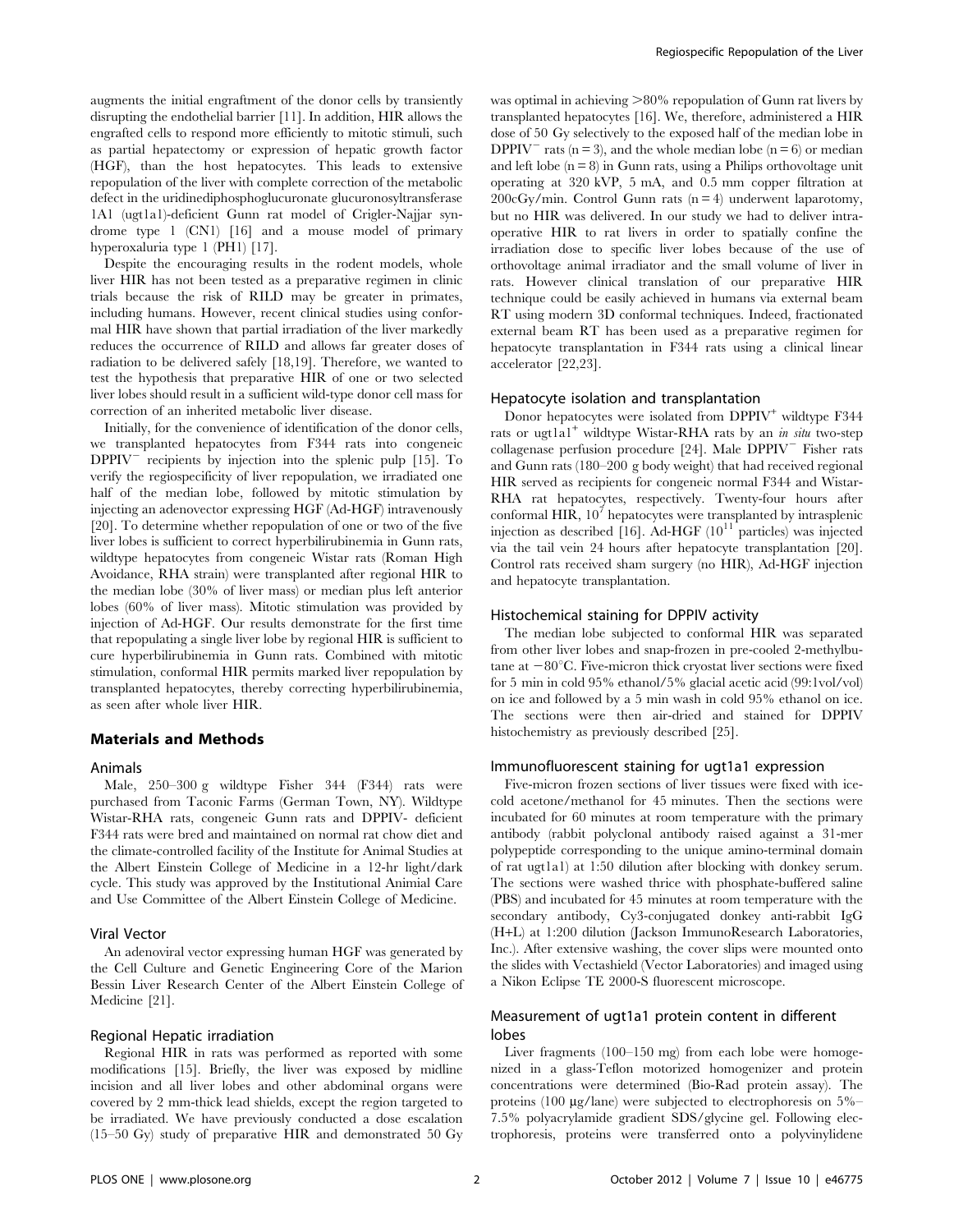augments the initial engraftment of the donor cells by transiently disrupting the endothelial barrier [11]. In addition, HIR allows the engrafted cells to respond more efficiently to mitotic stimuli, such as partial hepatectomy or expression of hepatic growth factor (HGF), than the host hepatocytes. This leads to extensive repopulation of the liver with complete correction of the metabolic defect in the uridinediphosphoglucuronate glucuronosyltransferase 1A1 (ugt1a1)-deficient Gunn rat model of Crigler-Najjar syndrome type 1 (CN1) [16] and a mouse model of primary hyperoxaluria type 1 (PH1) [17].

Despite the encouraging results in the rodent models, whole liver HIR has not been tested as a preparative regimen in clinic trials because the risk of RILD may be greater in primates, including humans. However, recent clinical studies using conformal HIR have shown that partial irradiation of the liver markedly reduces the occurrence of RILD and allows far greater doses of radiation to be delivered safely [18,19]. Therefore, we wanted to test the hypothesis that preparative HIR of one or two selected liver lobes should result in a sufficient wild-type donor cell mass for correction of an inherited metabolic liver disease.

Initially, for the convenience of identification of the donor cells, we transplanted hepatocytes from F344 rats into congeneic $DPPIV^-$ recipients by injection into the splenic pulp [15]. To verify the regiospecificity of liver repopulation, we irradiated one half of the median lobe, followed by mitotic stimulation by injecting an adenovector expressing HGF (Ad-HGF) intravenously [20]. To determine whether repopulation of one or two of the five liver lobes is sufficient to correct hyperbilirubinemia in Gunn rats, wildtype hepatocytes from congeneic Wistar rats (Roman High Avoidance, RHA strain) were transplanted after regional HIR to the median lobe (30% of liver mass) or median plus left anterior lobes (60% of liver mass). Mitotic stimulation was provided by injection of Ad-HGF. Our results demonstrate for the first time that repopulating a single liver lobe by regional HIR is sufficient to cure hyperbilirubinemia in Gunn rats. Combined with mitotic stimulation, conformal HIR permits marked liver repopulation by transplanted hepatocytes, thereby correcting hyperbilirubinemia, as seen after whole liver HIR.

## Materials and Methods

### Animals

Male, 250–300 g wildtype Fisher 344 (F344) rats were purchased from Taconic Farms (German Town, NY). Wildtype Wistar-RHA rats, congeneic Gunn rats and DPPIV- deficient F344 rats were bred and maintained on normal rat chow diet and the climate-controlled facility of the Institute for Animal Studies at the Albert Einstein College of Medicine in a 12-hr light/dark cycle. This study was approved by the Institutional Animial Care and Use Committee of the Albert Einstein College of Medicine.

### Viral Vector

An adenoviral vector expressing human HGF was generated by the Cell Culture and Genetic Engineering Core of the Marion Bessin Liver Research Center of the Albert Einstein College of Medicine [21].

### Regional Hepatic irradiation

Regional HIR in rats was performed as reported with some modifications [15]. Briefly, the liver was exposed by midline incision and all liver lobes and other abdominal organs were covered by 2 mm-thick lead shields, except the region targeted to be irradiated. We have previously conducted a dose escalation (15–50 Gy) study of preparative HIR and demonstrated 50 Gy was optimal in achieving >80% repopulation of Gunn rat livers by transplanted hepatocytes [16]. We, therefore, administered a HIR dose of 50 Gy selectively to the exposed half of the median lobe in $DPPIV^-$ rats (n = 3), and the whole median lobe (n = 6) or median and left lobe (n = 8) in Gunn rats, using a Philips orthovoltage unit operating at 320 kVP, 5 mA, and 0.5 mm copper filtration at 200cGy/min. Control Gunn rats (n = 4) underwent laparotomy, but no HIR was delivered. In our study we had to deliver intraoperative HIR to rat livers in order to spatially confine the irradiation dose to specific liver lobes because of the use of orthovoltage animal irradiator and the small volume of liver in rats. However clinical translation of our preparative HIR technique could be easily achieved in humans via external beam RT using modern 3D conformal techniques. Indeed, fractionated external beam RT has been used as a preparative regimen for hepatocyte transplantation in F344 rats using a clinical linear accelerator [22,23].

### Hepatocyte isolation and transplantation

Donor hepatocytes were isolated from $DPPIV^+$ wildtype F344 rats or $ugt1a1^+$ wildtype Wistar-RHA rats by an *in situ* two-step collagenase perfusion procedure [24]. Male $DPPIV^-$ Fisher rats and Gunn rats (180–200 g body weight) that had received regional HIR served as recipients for congeneic normal F344 and Wistar-RHA rat hepatocytes, respectively. Twenty-four hours after conformal HIR, $10^7$ hepatocytes were transplanted by intrasplenic injection as described [16]. Ad-HGF ($10^{11}$ particles) was injected via the tail vein 24 hours after hepatocyte transplantation [20]. Control rats received sham surgery (no HIR), Ad-HGF injection and hepatocyte transplantation.

### Histochemical staining for DPPIV activity

The median lobe subjected to conformal HIR was separated from other liver lobes and snap-frozen in pre-cooled 2-methylbutane at −80°C. Five-micron thick cryostat liver sections were fixed for 5 min in cold 95% ethanol/5% glacial acetic acid (99:1vol/vol) on ice and followed by a 5 min wash in cold 95% ethanol on ice. The sections were then air-dried and stained for DPPIV histochemistry as previously described [25].

### Immunofluorescent staining for ugt1a1 expression

Five-micron frozen sections of liver tissues were fixed with ice-cold acetone/methanol for 45 minutes. Then the sections were incubated for 60 minutes at room temperature with the primary antibody (rabbit polyclonal antibody raised against a 31-mer polypeptide corresponding to the unique amino-terminal domain of rat ugt1a1) at 1:50 dilution after blocking with donkey serum. The sections were washed thrice with phosphate-buffered saline (PBS) and incubated for 45 minutes at room temperature with the secondary antibody, Cy3-conjugated donkey anti-rabbit IgG (H+L) at 1:200 dilution (Jackson ImmunoResearch Laboratories, Inc.). After extensive washing, the cover slips were mounted onto the slides with Vectashield (Vector Laboratories) and imaged using a Nikon Eclipse TE 2000-S fluorescent microscope.

### Measurement of ugt1a1 protein content in different lobes

Liver fragments (100–150 mg) from each lobe were homogenized in a glass-Teflon motorized homogenizer and protein concentrations were determined (Bio-Rad protein assay). The proteins (100 µg/lane) were subjected to electrophoresis on 5%–7.5% polyacrylamide gradient SDS/glycine gel. Following electrophoresis, proteins were transferred onto a polyvinylidene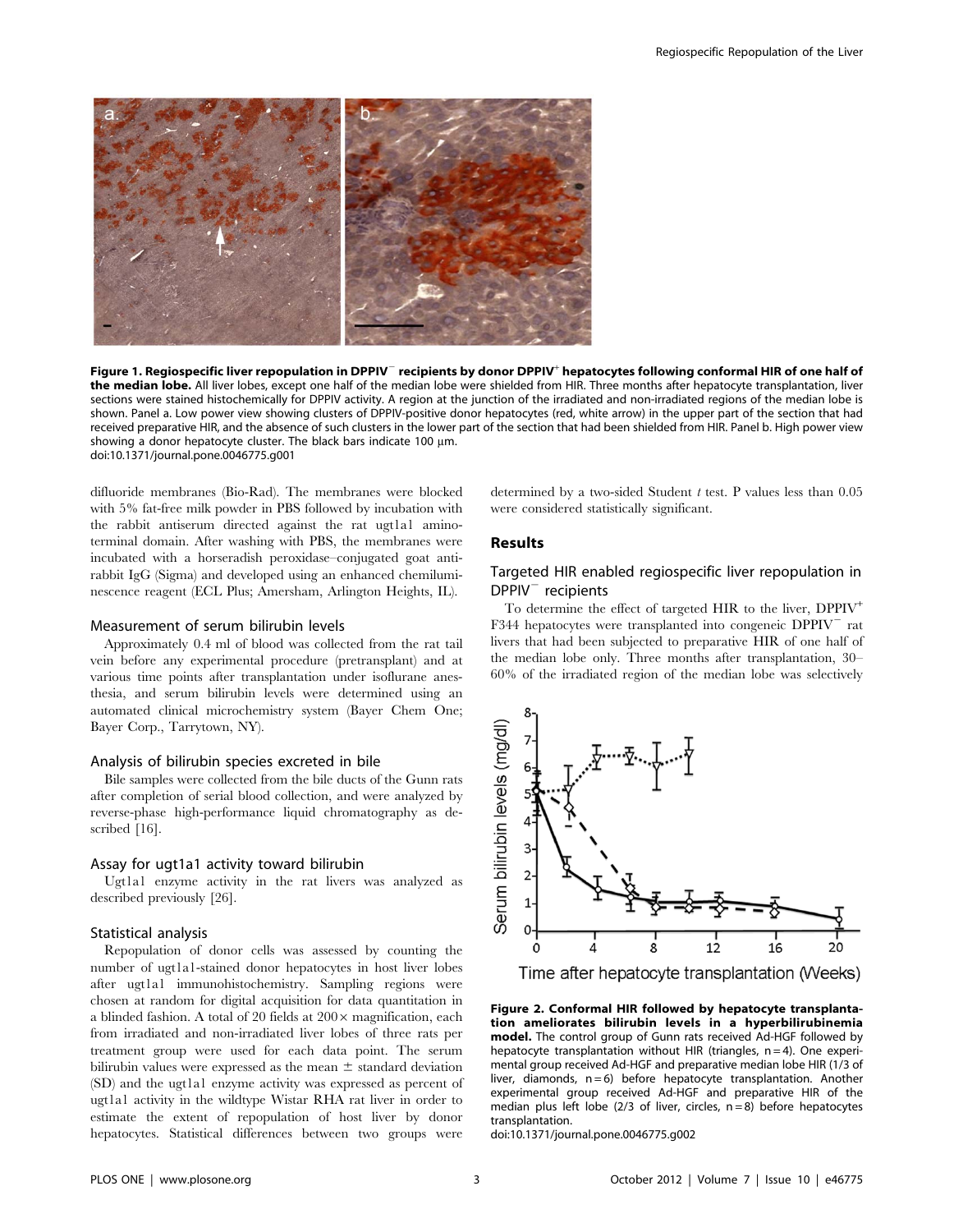**Figure 1. Regiospecific liver repopulation in DPPIV$^{-}$ recipients by donor DPPIV$^{+}$ hepatocytes following conformal HIR of one half of the median lobe.** All liver lobes, except one half of the median lobe were shielded from HIR. Three months after hepatocyte transplantation, liver sections were stained histochemically for DPPIV activity. A region at the junction of the irradiated and non-irradiated regions of the median lobe is shown. Panel a. Low power view showing clusters of DPPIV-positive donor hepatocytes (red, white arrow) in the upper part of the section that had received preparative HIR, and the absence of such clusters in the lower part of the section that had been shielded from HIR. Panel b. High power view showing a donor hepatocyte cluster. The black bars indicate 100 μm.
doi:10.1371/journal.pone.0046775.g001

difluoride membranes (Bio-Rad). The membranes were blocked with 5% fat-free milk powder in PBS followed by incubation with the rabbit antiserum directed against the rat ugt1a1 amino-terminal domain. After washing with PBS, the membranes were incubated with a horseradish peroxidase–conjugated goat anti-rabbit IgG (Sigma) and developed using an enhanced chemiluminescence reagent (ECL Plus; Amersham, Arlington Heights, IL).

### Measurement of serum bilirubin levels

Approximately 0.4 ml of blood was collected from the rat tail vein before any experimental procedure (pretransplant) and at various time points after transplantation under isoflurane anesthesia, and serum bilirubin levels were determined using an automated clinical microchemistry system (Bayer Chem One; Bayer Corp., Tarrytown, NY).

### Analysis of bilirubin species excreted in bile

Bile samples were collected from the bile ducts of the Gunn rats after completion of serial blood collection, and were analyzed by reverse-phase high-performance liquid chromatography as described [16].

### Assay for ugt1a1 activity toward bilirubin

Ugt1a1 enzyme activity in the rat livers was analyzed as described previously [26].

### Statistical analysis

Repopulation of donor cells was assessed by counting the number of ugt1a1-stained donor hepatocytes in host liver lobes after ugt1a1 immunohistochemistry. Sampling regions were chosen at random for digital acquisition for data quantitation in a blinded fashion. A total of 20 fields at 200× magnification, each from irradiated and non-irradiated liver lobes of three rats per treatment group were used for each data point. The serum bilirubin values were expressed as the mean ± standard deviation (SD) and the ugt1a1 enzyme activity was expressed as percent of ugt1a1 activity in the wildtype Wistar RHA rat liver in order to estimate the extent of repopulation of host liver by donor hepatocytes. Statistical differences between two groups were determined by a two-sided Student *t* test. P values less than 0.05 were considered statistically significant.

## Results

### Targeted HIR enabled regiospecific liver repopulation in DPPIV$^{-}$ recipients

To determine the effect of targeted HIR to the liver, DPPIV$^{+}$ F344 hepatocytes were transplanted into congeneic DPPIV$^{-}$ rat livers that had been subjected to preparative HIR of one half of the median lobe only. Three months after transplantation, 30–60% of the irradiated region of the median lobe was selectively

**Figure 2. Conformal HIR followed by hepatocyte transplantation ameliorates bilirubin levels in a hyperbilirubinemia model.** The control group of Gunn rats received Ad-HGF followed by hepatocyte transplantation without HIR (triangles, n = 4). One experimental group received Ad-HGF and preparative median lobe HIR (1/3 of liver, diamonds, n = 6) before hepatocyte transplantation. Another experimental group received Ad-HGF and preparative HIR of the median plus left lobe (2/3 of liver, circles, n = 8) before hepatocytes transplantation.
doi:10.1371/journal.pone.0046775.g002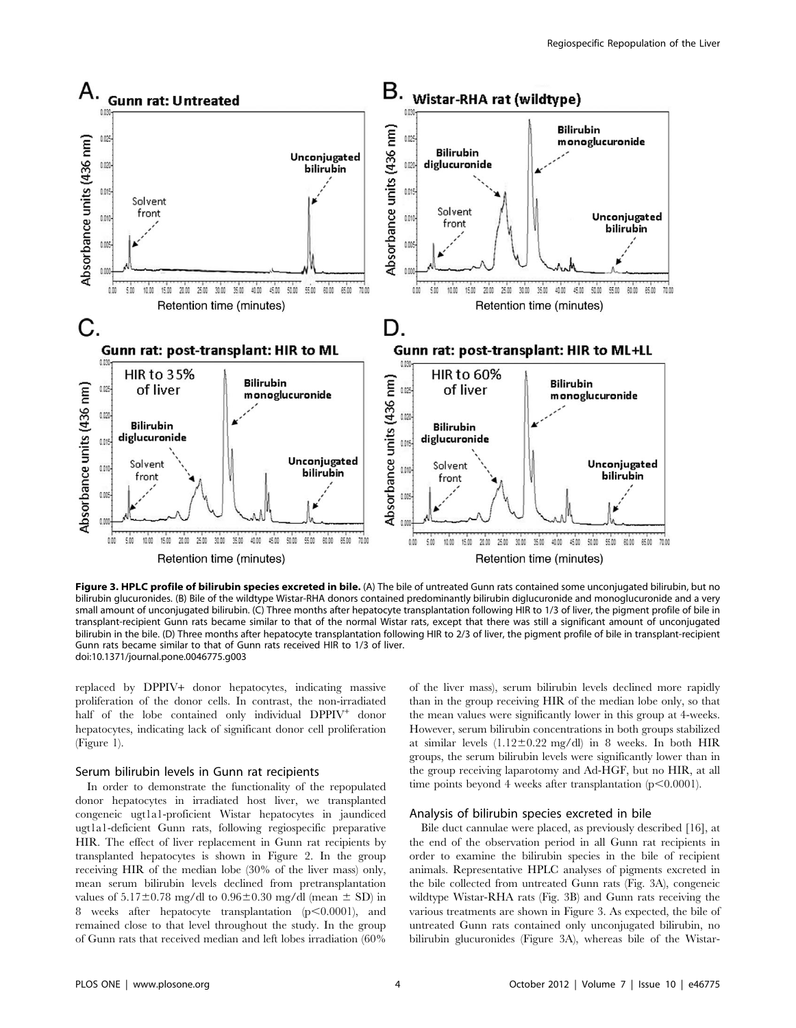**Figure 3. HPLC profile of bilirubin species excreted in bile.** (A) The bile of untreated Gunn rats contained some unconjugated bilirubin, but no bilirubin glucuronides. (B) Bile of the wildtype Wistar-RHA donors contained predominantly bilirubin diglucuronide and monoglucuronide and a very small amount of unconjugated bilirubin. (C) Three months after hepatocyte transplantation following HIR to 1/3 of liver, the pigment profile of bile in transplant-recipient Gunn rats became similar to that of the normal Wistar rats, except that there was still a significant amount of unconjugated bilirubin in the bile. (D) Three months after hepatocyte transplantation following HIR to 2/3 of liver, the pigment profile of bile in transplant-recipient Gunn rats became similar to that of Gunn rats received HIR to 1/3 of liver.
doi:10.1371/journal.pone.0046775.g003

replaced by DPPIV+ donor hepatocytes, indicating massive proliferation of the donor cells. In contrast, the non-irradiated half of the lobe contained only individual DPPIV$^+$ donor hepatocytes, indicating lack of significant donor cell proliferation (Figure 1).

### Serum bilirubin levels in Gunn rat recipients

In order to demonstrate the functionality of the repopulated donor hepatocytes in irradiated host liver, we transplanted congeneic ugt1a1-proficient Wistar hepatocytes in jaundiced ugt1a1-deficient Gunn rats, following regiospecific preparative HIR. The effect of liver replacement in Gunn rat recipients by transplanted hepatocytes is shown in Figure 2. In the group receiving HIR of the median lobe (30% of the liver mass) only, mean serum bilirubin levels declined from pretransplantation values of $5.17\pm0.78$ mg/dl to $0.96\pm0.30$ mg/dl (mean $\pm$ SD) in 8 weeks after hepatocyte transplantation ($p<0.0001$), and remained close to that level throughout the study. In the group of Gunn rats that received median and left lobes irradiation (60% of the liver mass), serum bilirubin levels declined more rapidly than in the group receiving HIR of the median lobe only, so that the mean values were significantly lower in this group at 4-weeks. However, serum bilirubin concentrations in both groups stabilized at similar levels ($1.12\pm0.22$ mg/dl) in 8 weeks. In both HIR groups, the serum bilirubin levels were significantly lower than in the group receiving laparotomy and Ad-HGF, but no HIR, at all time points beyond 4 weeks after transplantation ($p<0.0001$).

### Analysis of bilirubin species excreted in bile

Bile duct cannulae were placed, as previously described [16], at the end of the observation period in all Gunn rat recipients in order to examine the bilirubin species in the bile of recipient animals. Representative HPLC analyses of pigments excreted in the bile collected from untreated Gunn rats (Fig. 3A), congeneic wildtype Wistar-RHA rats (Fig. 3B) and Gunn rats receiving the various treatments are shown in Figure 3. As expected, the bile of untreated Gunn rats contained only unconjugated bilirubin, no bilirubin glucuronides (Figure 3A), whereas bile of the Wistar-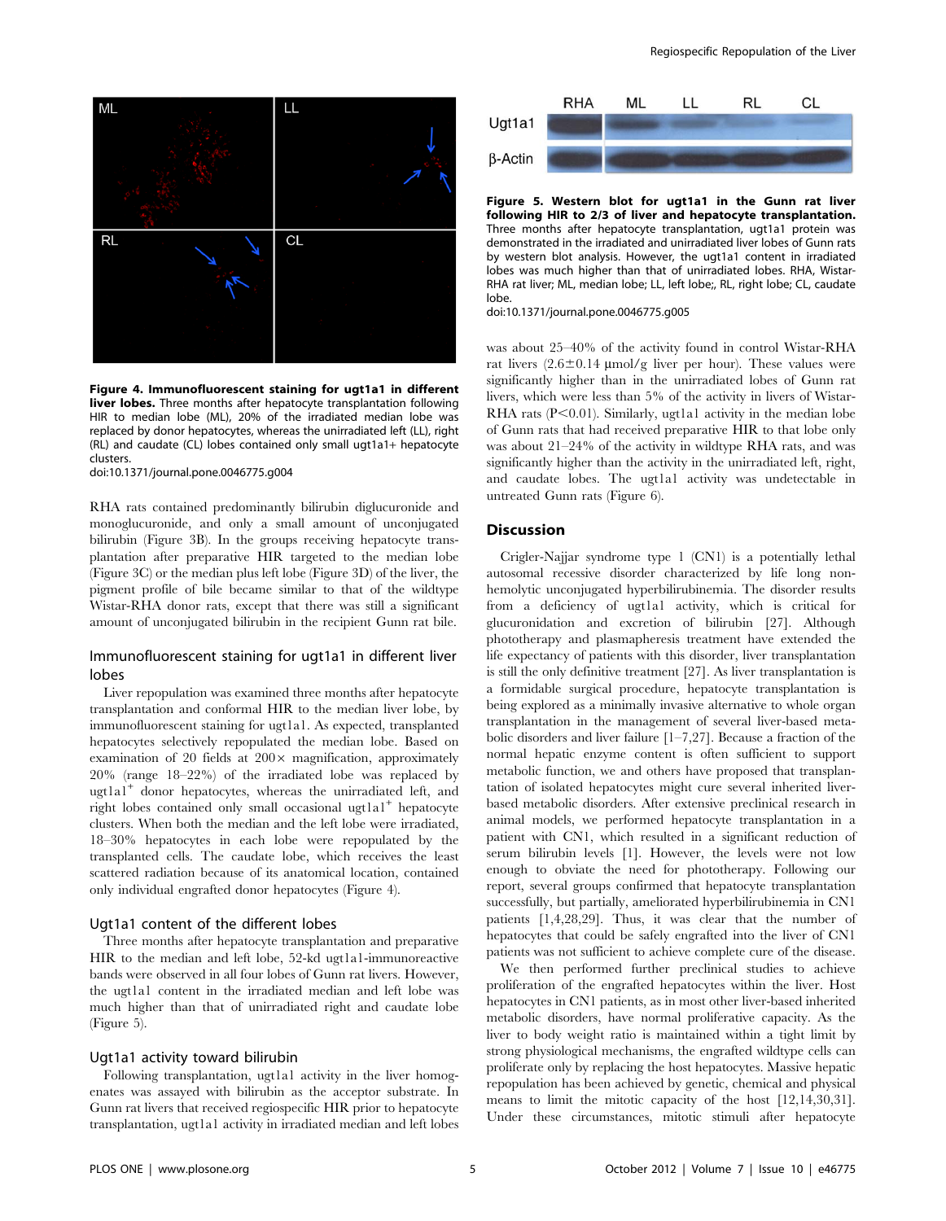**Figure 4. Immunofluorescent staining for ugt1a1 in different liver lobes.** Three months after hepatocyte transplantation following HIR to median lobe (ML), 20% of the irradiated median lobe was replaced by donor hepatocytes, whereas the unirradiated left (LL), right (RL) and caudate (CL) lobes contained only small ugt1a1+ hepatocyte clusters.
doi:10.1371/journal.pone.0046775.g004

RHA rats contained predominantly bilirubin diglucuronide and monoglucuronide, and only a small amount of unconjugated bilirubin (Figure 3B). In the groups receiving hepatocyte transplantation after preparative HIR targeted to the median lobe (Figure 3C) or the median plus left lobe (Figure 3D) of the liver, the pigment profile of bile became similar to that of the wildtype Wistar-RHA donor rats, except that there was still a significant amount of unconjugated bilirubin in the recipient Gunn rat bile.

### Immunofluorescent staining for ugt1a1 in different liver lobes

Liver repopulation was examined three months after hepatocyte transplantation and conformal HIR to the median liver lobe, by immunofluorescent staining for ugt1a1. As expected, transplanted hepatocytes selectively repopulated the median lobe. Based on examination of 20 fields at 200× magnification, approximately 20% (range 18–22%) of the irradiated lobe was replaced by ugt1a1$^+$ donor hepatocytes, whereas the unirradiated left, and right lobes contained only small occasional ugt1a1$^+$ hepatocyte clusters. When both the median and the left lobe were irradiated, 18–30% hepatocytes in each lobe were repopulated by the transplanted cells. The caudate lobe, which receives the least scattered radiation because of its anatomical location, contained only individual engrafted donor hepatocytes (Figure 4).

### Ugt1a1 content of the different lobes

Three months after hepatocyte transplantation and preparative HIR to the median and left lobe, 52-kd ugt1a1-immunoreactive bands were observed in all four lobes of Gunn rat livers. However, the ugt1a1 content in the irradiated median and left lobe was much higher than that of unirradiated right and caudate lobe (Figure 5).

### Ugt1a1 activity toward bilirubin

Following transplantation, ugt1a1 activity in the liver homogenates was assayed with bilirubin as the acceptor substrate. In Gunn rat livers that received regiospecific HIR prior to hepatocyte transplantation, ugt1a1 activity in irradiated median and left lobes

**Figure 5. Western blot for ugt1a1 in the Gunn rat liver following HIR to 2/3 of liver and hepatocyte transplantation.** Three months after hepatocyte transplantation, ugt1a1 protein was demonstrated in the irradiated and unirradiated liver lobes of Gunn rats by western blot analysis. However, the ugt1a1 content in irradiated lobes was much higher than that of unirradiated lobes. RHA, Wistar-RHA rat liver; ML, median lobe; LL, left lobe;, RL, right lobe; CL, caudate lobe.
doi:10.1371/journal.pone.0046775.g005

was about 25–40% of the activity found in control Wistar-RHA rat livers (2.6±0.14 μmol/g liver per hour). These values were significantly higher than in the unirradiated lobes of Gunn rat livers, which were less than 5% of the activity in livers of Wistar-RHA rats ($P<0.01$). Similarly, ugt1a1 activity in the median lobe of Gunn rats that had received preparative HIR to that lobe only was about 21–24% of the activity in wildtype RHA rats, and was significantly higher than the activity in the unirradiated left, right, and caudate lobes. The ugt1a1 activity was undetectable in untreated Gunn rats (Figure 6).

## Discussion

Crigler-Najjar syndrome type 1 (CN1) is a potentially lethal autosomal recessive disorder characterized by life long non-hemolytic unconjugated hyperbilirubinemia. The disorder results from a deficiency of ugt1a1 activity, which is critical for glucuronidation and excretion of bilirubin [27]. Although phototherapy and plasmapheresis treatment have extended the life expectancy of patients with this disorder, liver transplantation is still the only definitive treatment [27]. As liver transplantation is a formidable surgical procedure, hepatocyte transplantation is being explored as a minimally invasive alternative to whole organ transplantation in the management of several liver-based metabolic disorders and liver failure [1–7,27]. Because a fraction of the normal hepatic enzyme content is often sufficient to support metabolic function, we and others have proposed that transplantation of isolated hepatocytes might cure several inherited liver-based metabolic disorders. After extensive preclinical research in animal models, we performed hepatocyte transplantation in a patient with CN1, which resulted in a significant reduction of serum bilirubin levels [1]. However, the levels were not low enough to obviate the need for phototherapy. Following our report, several groups confirmed that hepatocyte transplantation successfully, but partially, ameliorated hyperbilirubinemia in CN1 patients [1,4,28,29]. Thus, it was clear that the number of hepatocytes that could be safely engrafted into the liver of CN1 patients was not sufficient to achieve complete cure of the disease.

We then performed further preclinical studies to achieve proliferation of the engrafted hepatocytes within the liver. Host hepatocytes in CN1 patients, as in most other liver-based inherited metabolic disorders, have normal proliferative capacity. As the liver to body weight ratio is maintained within a tight limit by strong physiological mechanisms, the engrafted wildtype cells can proliferate only by replacing the host hepatocytes. Massive hepatic repopulation has been achieved by genetic, chemical and physical means to limit the mitotic capacity of the host [12,14,30,31]. Under these circumstances, mitotic stimuli after hepatocyte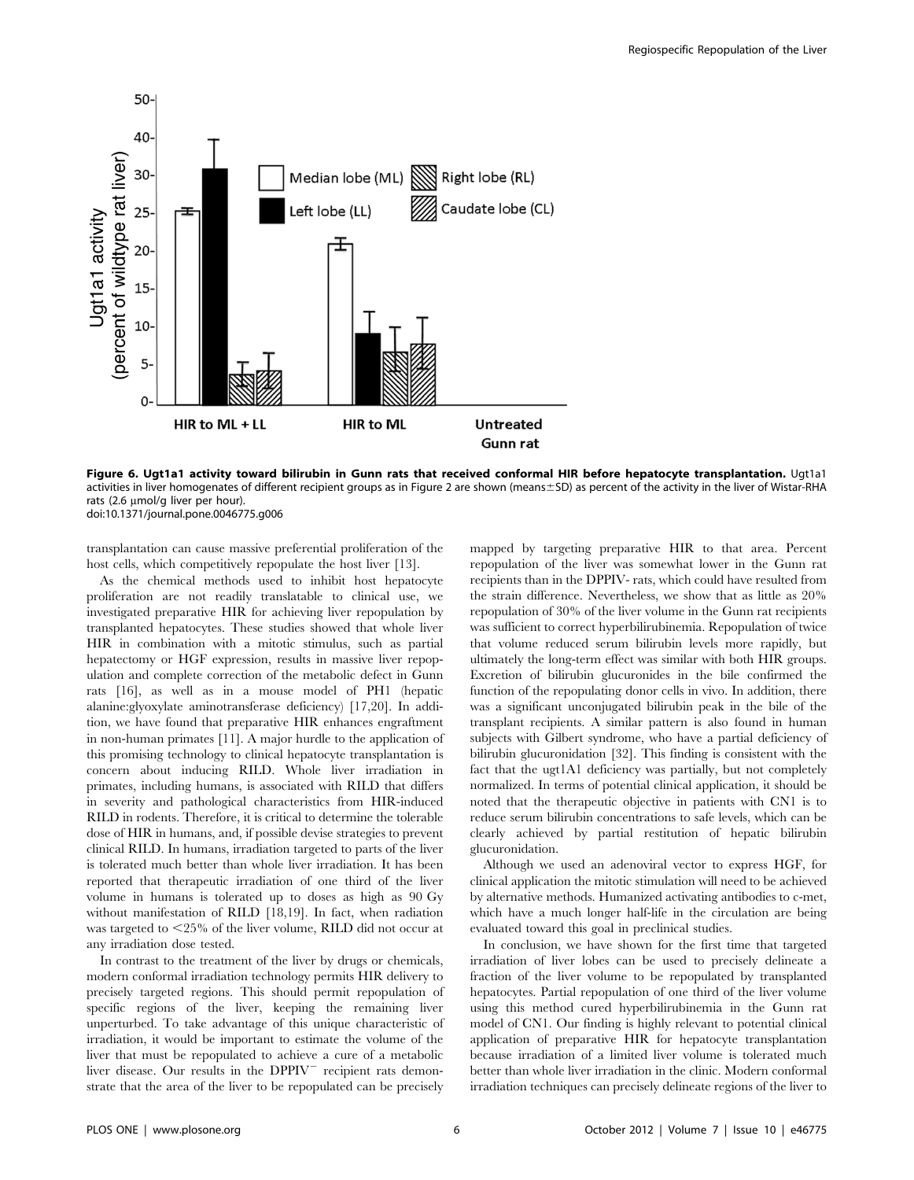**Figure 6. Ugt1a1 activity toward bilirubin in Gunn rats that received conformal HIR before hepatocyte transplantation.** Ugt1a1 activities in liver homogenates of different recipient groups as in Figure 2 are shown (means±SD) as percent of the activity in the liver of Wistar-RHA rats (2.6 μmol/g liver per hour).
doi:10.1371/journal.pone.0046775.g006

transplantation can cause massive preferential proliferation of the host cells, which competitively repopulate the host liver [13].

As the chemical methods used to inhibit host hepatocyte proliferation are not readily translatable to clinical use, we investigated preparative HIR for achieving liver repopulation by transplanted hepatocytes. These studies showed that whole liver HIR in combination with a mitotic stimulus, such as partial hepatectomy or HGF expression, results in massive liver repopulation and complete correction of the metabolic defect in Gunn rats [16], as well as in a mouse model of PH1 (hepatic alanine:glyoxylate aminotransferase deficiency) [17,20]. In addition, we have found that preparative HIR enhances engraftment in non-human primates [11]. A major hurdle to the application of this promising technology to clinical hepatocyte transplantation is concern about inducing RILD. Whole liver irradiation in primates, including humans, is associated with RILD that differs in severity and pathological characteristics from HIR-induced RILD in rodents. Therefore, it is critical to determine the tolerable dose of HIR in humans, and, if possible devise strategies to prevent clinical RILD. In humans, irradiation targeted to parts of the liver is tolerated much better than whole liver irradiation. It has been reported that therapeutic irradiation of one third of the liver volume in humans is tolerated up to doses as high as 90 Gy without manifestation of RILD [18,19]. In fact, when radiation was targeted to <25% of the liver volume, RILD did not occur at any irradiation dose tested.

In contrast to the treatment of the liver by drugs or chemicals, modern conformal irradiation technology permits HIR delivery to precisely targeted regions. This should permit repopulation of specific regions of the liver, keeping the remaining liver unperturbed. To take advantage of this unique characteristic of irradiation, it would be important to estimate the volume of the liver that must be repopulated to achieve a cure of a metabolic liver disease. Our results in the DPPIV$^{-}$ recipient rats demonstrate that the area of the liver to be repopulated can be precisely mapped by targeting preparative HIR to that area. Percent repopulation of the liver was somewhat lower in the Gunn rat recipients than in the DPPIV- rats, which could have resulted from the strain difference. Nevertheless, we show that as little as 20% repopulation of 30% of the liver volume in the Gunn rat recipients was sufficient to correct hyperbilirubinemia. Repopulation of twice that volume reduced serum bilirubin levels more rapidly, but ultimately the long-term effect was similar with both HIR groups. Excretion of bilirubin glucuronides in the bile confirmed the function of the repopulating donor cells in vivo. In addition, there was a significant unconjugated bilirubin peak in the bile of the transplant recipients. A similar pattern is also found in human subjects with Gilbert syndrome, who have a partial deficiency of bilirubin glucuronidation [32]. This finding is consistent with the fact that the ugt1A1 deficiency was partially, but not completely normalized. In terms of potential clinical application, it should be noted that the therapeutic objective in patients with CN1 is to reduce serum bilirubin concentrations to safe levels, which can be clearly achieved by partial restitution of hepatic bilirubin glucuronidation.

Although we used an adenoviral vector to express HGF, for clinical application the mitotic stimulation will need to be achieved by alternative methods. Humanized activating antibodies to c-met, which have a much longer half-life in the circulation are being evaluated toward this goal in preclinical studies.

In conclusion, we have shown for the first time that targeted irradiation of liver lobes can be used to precisely delineate a fraction of the liver volume to be repopulated by transplanted hepatocytes. Partial repopulation of one third of the liver volume using this method cured hyperbilirubinemia in the Gunn rat model of CN1. Our finding is highly relevant to potential clinical application of preparative HIR for hepatocyte transplantation because irradiation of a limited liver volume is tolerated much better than whole liver irradiation in the clinic. Modern conformal irradiation techniques can precisely delineate regions of the liver to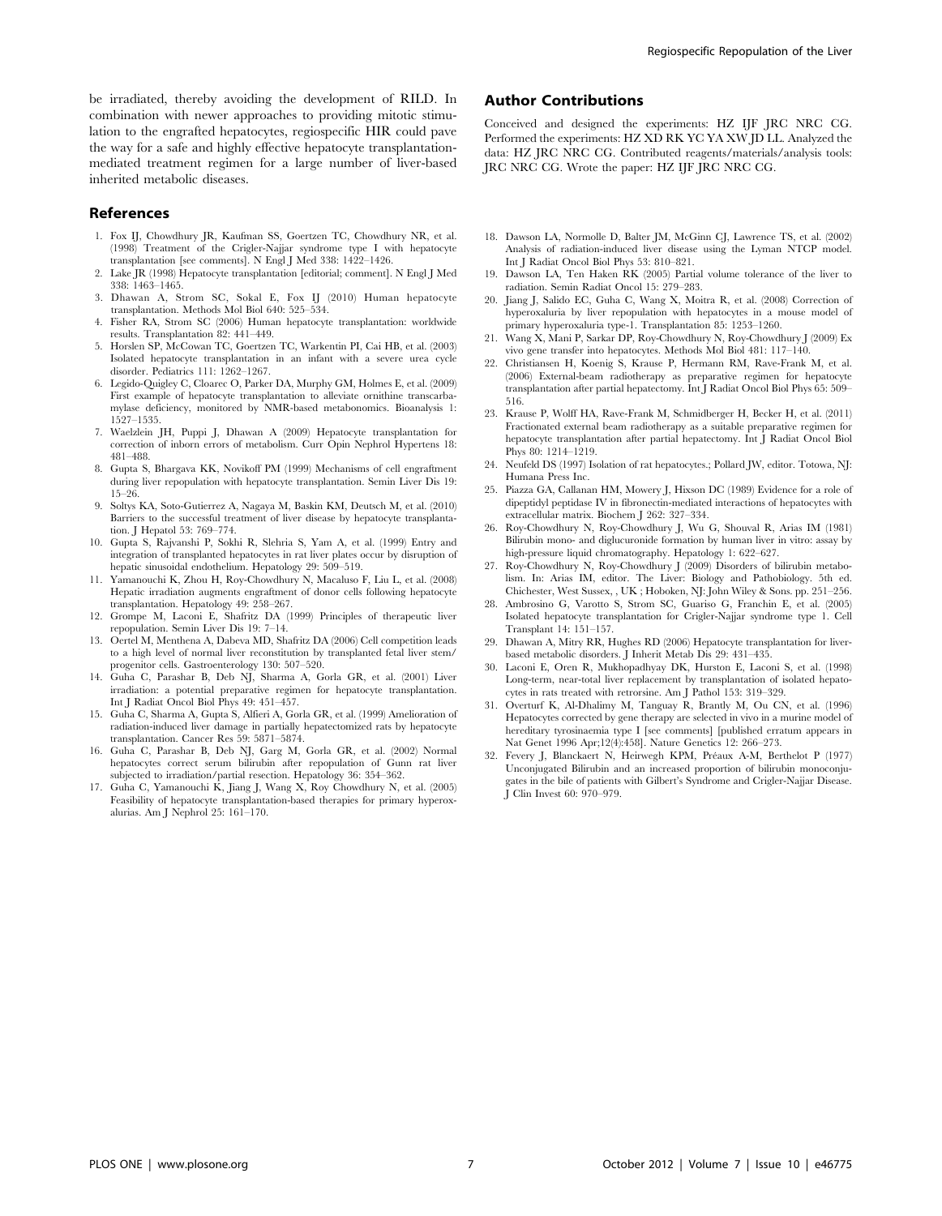be irradiated, thereby avoiding the development of RILD. In combination with newer approaches to providing mitotic stimulation to the engrafted hepatocytes, regiospecific HIR could pave the way for a safe and highly effective hepatocyte transplantation-mediated treatment regimen for a large number of liver-based inherited metabolic diseases.

## Author Contributions

Conceived and designed the experiments: HZ IJF JRC NRC CG. Performed the experiments: HZ XD RK YC YA XW JD LL. Analyzed the data: HZ JRC NRC CG. Contributed reagents/materials/analysis tools: JRC NRC CG. Wrote the paper: HZ IJF JRC NRC CG.

## References

1. Fox IJ, Chowdhury JR, Kaufman SS, Goertzen TC, Chowdhury NR, et al. (1998) Treatment of the Crigler-Najjar syndrome type I with hepatocyte transplantation [see comments]. N Engl J Med 338: 1422–1426.
2. Lake JR (1998) Hepatocyte transplantation [editorial; comment]. N Engl J Med 338: 1463–1465.
3. Dhawan A, Strom SC, Sokal E, Fox IJ (2010) Human hepatocyte transplantation. Methods Mol Biol 640: 525–534.
4. Fisher RA, Strom SC (2006) Human hepatocyte transplantation: worldwide results. Transplantation 82: 441–449.
5. Horslen SP, McCowan TC, Goertzen TC, Warkentin PI, Cai HB, et al. (2003) Isolated hepatocyte transplantation in an infant with a severe urea cycle disorder. Pediatrics 111: 1262–1267.
6. Legido-Quigley C, Cloarec O, Parker DA, Murphy GM, Holmes E, et al. (2009) First example of hepatocyte transplantation to alleviate ornithine transcarbamylase deficiency, monitored by NMR-based metabonomics. Bioanalysis 1: 1527–1535.
7. Waelzlein JH, Puppi J, Dhawan A (2009) Hepatocyte transplantation for correction of inborn errors of metabolism. Curr Opin Nephrol Hypertens 18: 481–488.
8. Gupta S, Bhargava KK, Novikoff PM (1999) Mechanisms of cell engraftment during liver repopulation with hepatocyte transplantation. Semin Liver Dis 19: 15–26.
9. Soltys KA, Soto-Gutierrez A, Nagaya M, Baskin KM, Deutsch M, et al. (2010) Barriers to the successful treatment of liver disease by hepatocyte transplantation. J Hepatol 53: 769–774.
10. Gupta S, Rajvanshi P, Sokhi R, Slehria S, Yam A, et al. (1999) Entry and integration of transplanted hepatocytes in rat liver plates occur by disruption of hepatic sinusoidal endothelium. Hepatology 29: 509–519.
11. Yamanouchi K, Zhou H, Roy-Chowdhury N, Macaluso F, Liu L, et al. (2008) Hepatic irradiation augments engraftment of donor cells following hepatocyte transplantation. Hepatology 49: 258–267.
12. Grompe M, Laconi E, Shafritz DA (1999) Principles of therapeutic liver repopulation. Semin Liver Dis 19: 7–14.
13. Oertel M, Menthena A, Dabeva MD, Shafritz DA (2006) Cell competition leads to a high level of normal liver reconstitution by transplanted fetal liver stem/progenitor cells. Gastroenterology 130: 507–520.
14. Guha C, Parashar B, Deb NJ, Sharma A, Gorla GR, et al. (2001) Liver irradiation: a potential preparative regimen for hepatocyte transplantation. Int J Radiat Oncol Biol Phys 49: 451–457.
15. Guha C, Sharma A, Gupta S, Alfieri A, Gorla GR, et al. (1999) Amelioration of radiation-induced liver damage in partially hepatectomized rats by hepatocyte transplantation. Cancer Res 59: 5871–5874.
16. Guha C, Parashar B, Deb NJ, Garg M, Gorla GR, et al. (2002) Normal hepatocytes correct serum bilirubin after repopulation of Gunn rat liver subjected to irradiation/partial resection. Hepatology 36: 354–362.
17. Guha C, Yamanouchi K, Jiang J, Wang X, Roy Chowdhury N, et al. (2005) Feasibility of hepatocyte transplantation-based therapies for primary hyperoxalurias. Am J Nephrol 25: 161–170.
18. Dawson LA, Normolle D, Balter JM, McGinn CJ, Lawrence TS, et al. (2002) Analysis of radiation-induced liver disease using the Lyman NTCP model. Int J Radiat Oncol Biol Phys 53: 810–821.
19. Dawson LA, Ten Haken RK (2005) Partial volume tolerance of the liver to radiation. Semin Radiat Oncol 15: 279–283.
20. Jiang J, Salido EC, Guha C, Wang X, Moitra R, et al. (2008) Correction of hyperoxaluria by liver repopulation with hepatocytes in a mouse model of primary hyperoxaluria type-1. Transplantation 85: 1253–1260.
21. Wang X, Mani P, Sarkar DP, Roy-Chowdhury N, Roy-Chowdhury J (2009) Ex vivo gene transfer into hepatocytes. Methods Mol Biol 481: 117–140.
22. Christiansen H, Koenig S, Krause P, Hermann RM, Rave-Frank M, et al. (2006) External-beam radiotherapy as preparative regimen for hepatocyte transplantation after partial hepatectomy. Int J Radiat Oncol Biol Phys 65: 509–516.
23. Krause P, Wolff HA, Rave-Frank M, Schmidberger H, Becker H, et al. (2011) Fractionated external beam radiotherapy as a suitable preparative regimen for hepatocyte transplantation after partial hepatectomy. Int J Radiat Oncol Biol Phys 80: 1214–1219.
24. Neufeld DS (1997) Isolation of rat hepatocytes.; Pollard JW, editor. Totowa, NJ: Humana Press Inc.
25. Piazza GA, Callanan HM, Mowery J, Hixson DC (1989) Evidence for a role of dipeptidyl peptidase IV in fibronectin-mediated interactions of hepatocytes with extracellular matrix. Biochem J 262: 327–334.
26. Roy-Chowdhury N, Roy-Chowdhury J, Wu G, Shouval R, Arias IM (1981) Bilirubin mono- and diglucuronide formation by human liver in vitro: assay by high-pressure liquid chromatography. Hepatology 1: 622–627.
27. Roy-Chowdhury N, Roy-Chowdhury J (2009) Disorders of bilirubin metabolism. In: Arias IM, editor. The Liver: Biology and Pathobiology. 5th ed. Chichester, West Sussex, , UK ; Hoboken, NJ: John Wiley & Sons. pp. 251–256.
28. Ambrosino G, Varotto S, Strom SC, Guariso G, Franchin E, et al. (2005) Isolated hepatocyte transplantation for Crigler-Najjar syndrome type 1. Cell Transplant 14: 151–157.
29. Dhawan A, Mitry RR, Hughes RD (2006) Hepatocyte transplantation for liver-based metabolic disorders. J Inherit Metab Dis 29: 431–435.
30. Laconi E, Oren R, Mukhopadhyay DK, Hurston E, Laconi S, et al. (1998) Long-term, near-total liver replacement by transplantation of isolated hepatocytes in rats treated with retrorsine. Am J Pathol 153: 319–329.
31. Overturf K, Al-Dhalimy M, Tanguay R, Brantly M, Ou CN, et al. (1996) Hepatocytes corrected by gene therapy are selected in vivo in a murine model of hereditary tyrosinaemia type I [see comments] [published erratum appears in Nat Genet 1996 Apr;12(4):458]. Nature Genetics 12: 266–273.
32. Fevery J, Blanckaert N, Heirwegh KPM, Préaux A-M, Berthelot P (1977) Unconjugated Bilirubin and an increased proportion of bilirubin monoconjugates in the bile of patients with Gilbert's Syndrome and Crigler-Najjar Disease. J Clin Invest 60: 970–979.